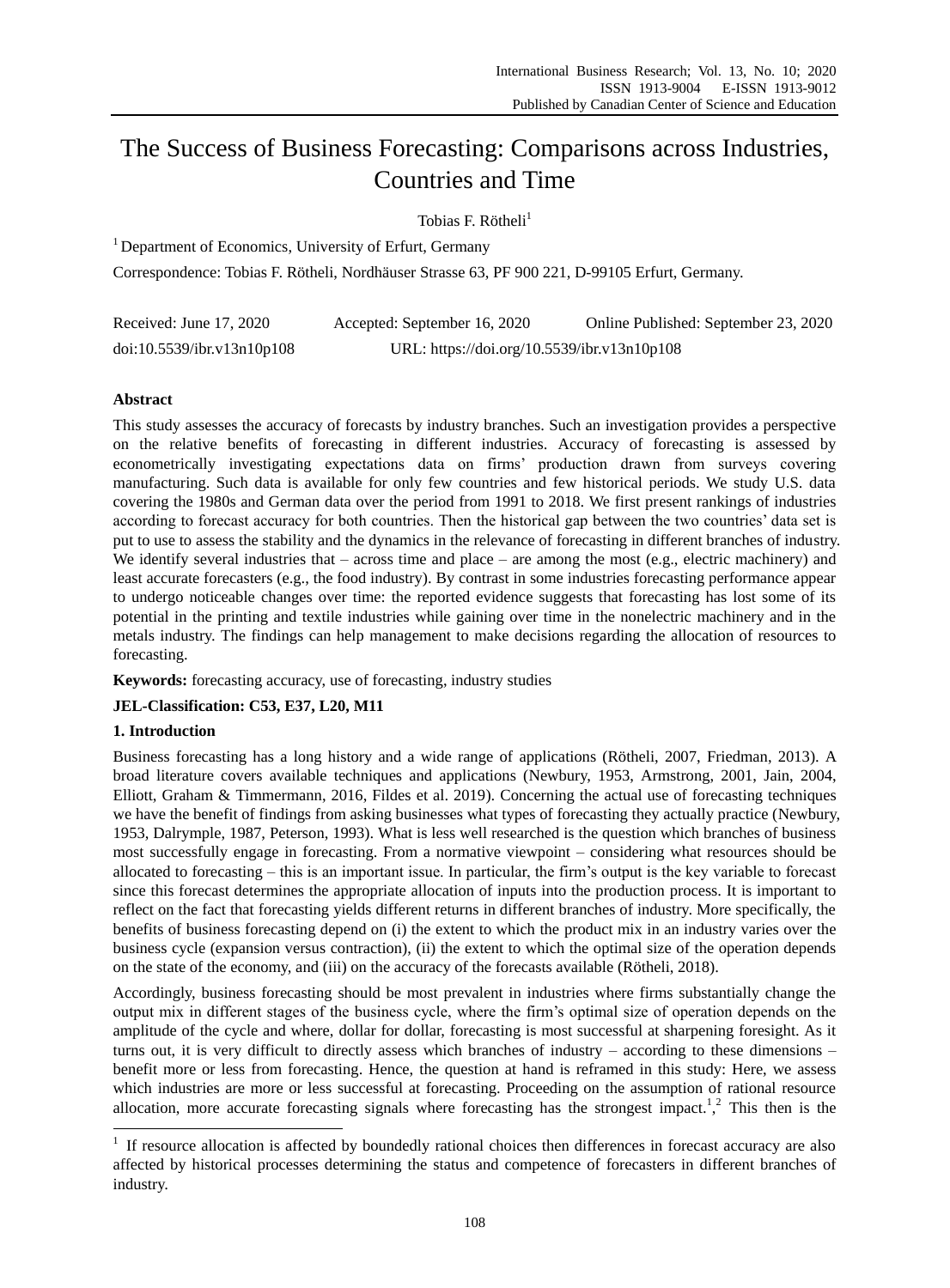# The Success of Business Forecasting: Comparisons across Industries, Countries and Time

Tobias F. Rötheli[1]

[1] Department of Economics, University of Erfurt, Germany

Correspondence: Tobias F. Rötheli, Nordhäuser Strasse 63, PF 900 221, D-99105 Erfurt, Germany.

Received: June 17, 2020 Accepted: September 16, 2020 Online Published: September 23, 2020

doi:10.5539/ibr.v13n10p108 URL: https://doi.org/10.5539/ibr.v13n10p108

### Abstract

This study assesses the accuracy of forecasts by industry branches. Such an investigation provides a perspective on the relative benefits of forecasting in different industries. Accuracy of forecasting is assessed by econometrically investigating expectations data on firms' production drawn from surveys covering manufacturing. Such data is available for only few countries and few historical periods. We study U.S. data covering the 1980s and German data over the period from 1991 to 2018. We first present rankings of industries according to forecast accuracy for both countries. Then the historical gap between the two countries' data set is put to use to assess the stability and the dynamics in the relevance of forecasting in different branches of industry. We identify several industries that – across time and place – are among the most (e.g., electric machinery) and least accurate forecasters (e.g., the food industry). By contrast in some industries forecasting performance appear to undergo noticeable changes over time: the reported evidence suggests that forecasting has lost some of its potential in the printing and textile industries while gaining over time in the nonelectric machinery and in the metals industry. The findings can help management to make decisions regarding the allocation of resources to forecasting.

**Keywords:** forecasting accuracy, use of forecasting, industry studies

**JEL-Classification: C53, E37, L20, M11**

### 1. Introduction

Business forecasting has a long history and a wide range of applications (Rötheli, 2007, Friedman, 2013). A broad literature covers available techniques and applications (Newbury, 1953, Armstrong, 2001, Jain, 2004, Elliott, Graham & Timmermann, 2016, Fildes et al. 2019). Concerning the actual use of forecasting techniques we have the benefit of findings from asking businesses what types of forecasting they actually practice (Newbury, 1953, Dalrymple, 1987, Peterson, 1993). What is less well researched is the question which branches of business most successfully engage in forecasting. From a normative viewpoint – considering what resources should be allocated to forecasting – this is an important issue. In particular, the firm's output is the key variable to forecast since this forecast determines the appropriate allocation of inputs into the production process. It is important to reflect on the fact that forecasting yields different returns in different branches of industry. More specifically, the benefits of business forecasting depend on (i) the extent to which the product mix in an industry varies over the business cycle (expansion versus contraction), (ii) the extent to which the optimal size of the operation depends on the state of the economy, and (iii) on the accuracy of the forecasts available (Rötheli, 2018).

Accordingly, business forecasting should be most prevalent in industries where firms substantially change the output mix in different stages of the business cycle, where the firm's optimal size of operation depends on the amplitude of the cycle and where, dollar for dollar, forecasting is most successful at sharpening foresight. As it turns out, it is very difficult to directly assess which branches of industry – according to these dimensions – benefit more or less from forecasting. Hence, the question at hand is reframed in this study: Here, we assess which industries are more or less successful at forecasting. Proceeding on the assumption of rational resource allocation, more accurate forecasting signals where forecasting has the strongest impact.[1],[2] This then is the

[1] If resource allocation is affected by boundedly rational choices then differences in forecast accuracy are also affected by historical processes determining the status and competence of forecasters in different branches of industry.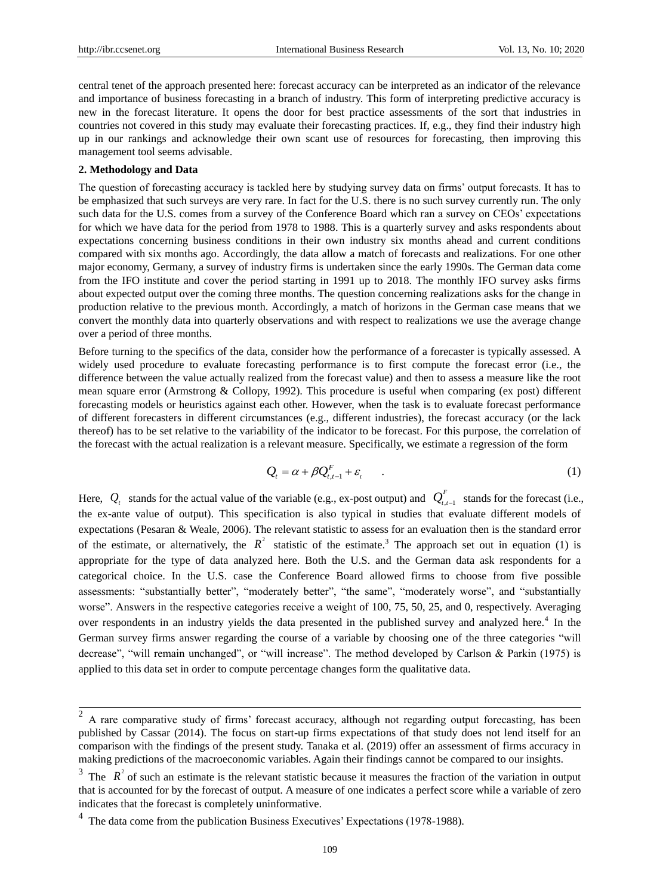central tenet of the approach presented here: forecast accuracy can be interpreted as an indicator of the relevance and importance of business forecasting in a branch of industry. This form of interpreting predictive accuracy is new in the forecast literature. It opens the door for best practice assessments of the sort that industries in countries not covered in this study may evaluate their forecasting practices. If, e.g., they find their industry high up in our rankings and acknowledge their own scant use of resources for forecasting, then improving this management tool seems advisable.

## 2. Methodology and Data

The question of forecasting accuracy is tackled here by studying survey data on firms' output forecasts. It has to be emphasized that such surveys are very rare. In fact for the U.S. there is no such survey currently run. The only such data for the U.S. comes from a survey of the Conference Board which ran a survey on CEOs' expectations for which we have data for the period from 1978 to 1988. This is a quarterly survey and asks respondents about expectations concerning business conditions in their own industry six months ahead and current conditions compared with six months ago. Accordingly, the data allow a match of forecasts and realizations. For one other major economy, Germany, a survey of industry firms is undertaken since the early 1990s. The German data come from the IFO institute and cover the period starting in 1991 up to 2018. The monthly IFO survey asks firms about expected output over the coming three months. The question concerning realizations asks for the change in production relative to the previous month. Accordingly, a match of horizons in the German case means that we convert the monthly data into quarterly observations and with respect to realizations we use the average change over a period of three months.

Before turning to the specifics of the data, consider how the performance of a forecaster is typically assessed. A widely used procedure to evaluate forecasting performance is to first compute the forecast error (i.e., the difference between the value actually realized from the forecast value) and then to assess a measure like the root mean square error (Armstrong & Collopy, 1992). This procedure is useful when comparing (ex post) different forecasting models or heuristics against each other. However, when the task is to evaluate forecast performance of different forecasters in different circumstances (e.g., different industries), the forecast accuracy (or the lack thereof) has to be set relative to the variability of the indicator to be forecast. For this purpose, the correlation of the forecast with the actual realization is a relevant measure. Specifically, we estimate a regression of the form

$$Q_t = \alpha + \beta Q_{t,t-1}^F + \varepsilon_t \quad . \tag{1}$$

Here, $Q_t$ stands for the actual value of the variable (e.g., ex-post output) and $Q_{t,t-1}^F$ stands for the forecast (i.e., the ex-ante value of output). This specification is also typical in studies that evaluate different models of expectations (Pesaran & Weale, 2006). The relevant statistic to assess for an evaluation then is the standard error of the estimate, or alternatively, the $R^2$ statistic of the estimate.[3] The approach set out in equation (1) is appropriate for the type of data analyzed here. Both the U.S. and the German data ask respondents for a categorical choice. In the U.S. case the Conference Board allowed firms to choose from five possible assessments: "substantially better", "moderately better", "the same", "moderately worse", and "substantially worse". Answers in the respective categories receive a weight of 100, 75, 50, 25, and 0, respectively. Averaging over respondents in an industry yields the data presented in the published survey and analyzed here.[4] In the German survey firms answer regarding the course of a variable by choosing one of the three categories "will decrease", "will remain unchanged", or "will increase". The method developed by Carlson & Parkin (1975) is applied to this data set in order to compute percentage changes form the qualitative data.

---

[2] A rare comparative study of firms' forecast accuracy, although not regarding output forecasting, has been published by Cassar (2014). The focus on start-up firms expectations of that study does not lend itself for an comparison with the findings of the present study. Tanaka et al. (2019) offer an assessment of firms accuracy in making predictions of the macroeconomic variables. Again their findings cannot be compared to our insights.

[3] The $R^2$ of such an estimate is the relevant statistic because it measures the fraction of the variation in output that is accounted for by the forecast of output. A measure of one indicates a perfect score while a variable of zero indicates that the forecast is completely uninformative.

[4] The data come from the publication Business Executives' Expectations (1978-1988).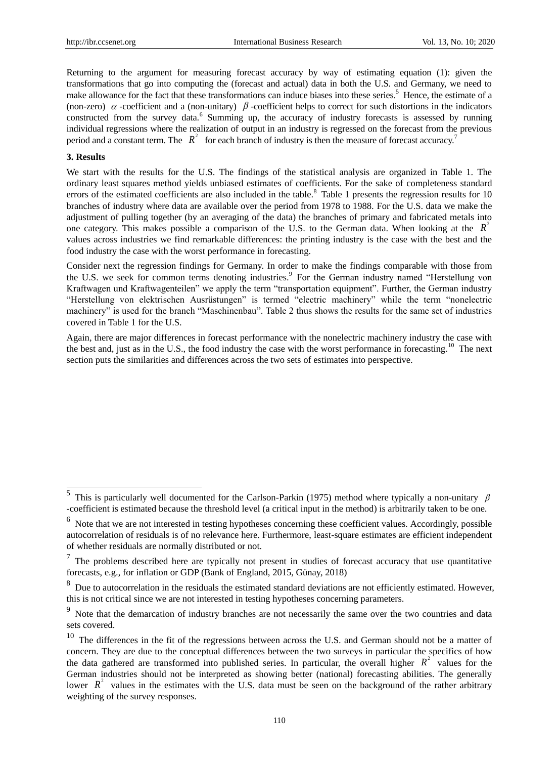Returning to the argument for measuring forecast accuracy by way of estimating equation (1): given the transformations that go into computing the (forecast and actual) data in both the U.S. and Germany, we need to make allowance for the fact that these transformations can induce biases into these series.[5] Hence, the estimate of a (non-zero) $\alpha$ -coefficient and a (non-unitary) $\beta$ -coefficient helps to correct for such distortions in the indicators constructed from the survey data.[6] Summing up, the accuracy of industry forecasts is assessed by running individual regressions where the realization of output in an industry is regressed on the forecast from the previous period and a constant term. The $R^2$ for each branch of industry is then the measure of forecast accuracy.[7]

**3. Results**

We start with the results for the U.S. The findings of the statistical analysis are organized in Table 1. The ordinary least squares method yields unbiased estimates of coefficients. For the sake of completeness standard errors of the estimated coefficients are also included in the table.[8] Table 1 presents the regression results for 10 branches of industry where data are available over the period from 1978 to 1988. For the U.S. data we make the adjustment of pulling together (by an averaging of the data) the branches of primary and fabricated metals into one category. This makes possible a comparison of the U.S. to the German data. When looking at the $R^2$ values across industries we find remarkable differences: the printing industry is the case with the best and the food industry the case with the worst performance in forecasting.

Consider next the regression findings for Germany. In order to make the findings comparable with those from the U.S. we seek for common terms denoting industries.[9] For the German industry named "Herstellung von Kraftwagen und Kraftwagenteilen" we apply the term "transportation equipment". Further, the German industry "Herstellung von elektrischen Ausrüstungen" is termed "electric machinery" while the term "nonelectric machinery" is used for the branch "Maschinenbau". Table 2 thus shows the results for the same set of industries covered in Table 1 for the U.S.

Again, there are major differences in forecast performance with the nonelectric machinery industry the case with the best and, just as in the U.S., the food industry the case with the worst performance in forecasting.[10] The next section puts the similarities and differences across the two sets of estimates into perspective.

---

[5] This is particularly well documented for the Carlson-Parkin (1975) method where typically a non-unitary $\beta$ -coefficient is estimated because the threshold level (a critical input in the method) is arbitrarily taken to be one.

[6] Note that we are not interested in testing hypotheses concerning these coefficient values. Accordingly, possible autocorrelation of residuals is of no relevance here. Furthermore, least-square estimates are efficient independent of whether residuals are normally distributed or not.

[7] The problems described here are typically not present in studies of forecast accuracy that use quantitative forecasts, e.g., for inflation or GDP (Bank of England, 2015, Günay, 2018)

[8] Due to autocorrelation in the residuals the estimated standard deviations are not efficiently estimated. However, this is not critical since we are not interested in testing hypotheses concerning parameters.

[9] Note that the demarcation of industry branches are not necessarily the same over the two countries and data sets covered.

[10] The differences in the fit of the regressions between across the U.S. and German should not be a matter of concern. They are due to the conceptual differences between the two surveys in particular the specifics of how the data gathered are transformed into published series. In particular, the overall higher $R^2$ values for the German industries should not be interpreted as showing better (national) forecasting abilities. The generally lower $R^2$ values in the estimates with the U.S. data must be seen on the background of the rather arbitrary weighting of the survey responses.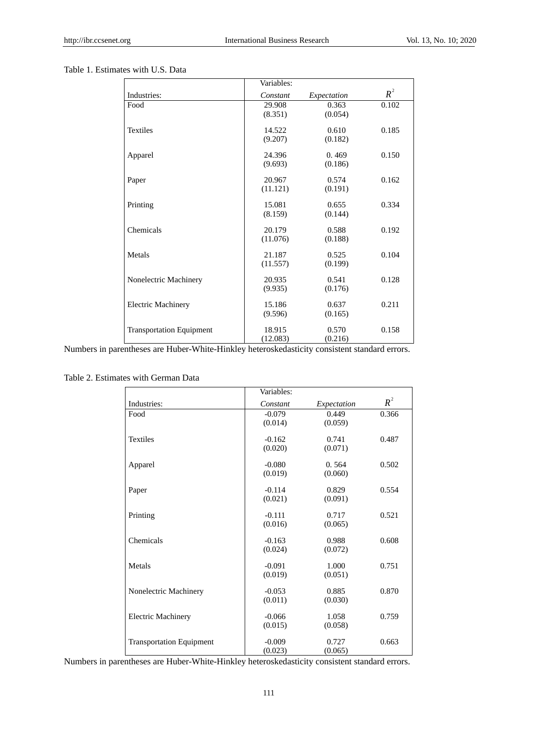Table 1. Estimates with U.S. Data

| | Variables: | | |
|---|---|---|---|
| Industries: | *Constant* | *Expectation* | $R^2$ |
| Food | 29.908<br>(8.351) | 0.363<br>(0.054) | 0.102 |
| Textiles | 14.522<br>(9.207) | 0.610<br>(0.182) | 0.185 |
| Apparel | 24.396<br>(9.693) | 0. 469<br>(0.186) | 0.150 |
| Paper | 20.967<br>(11.121) | 0.574<br>(0.191) | 0.162 |
| Printing | 15.081<br>(8.159) | 0.655<br>(0.144) | 0.334 |
| Chemicals | 20.179<br>(11.076) | 0.588<br>(0.188) | 0.192 |
| Metals | 21.187<br>(11.557) | 0.525<br>(0.199) | 0.104 |
| Nonelectric Machinery | 20.935<br>(9.935) | 0.541<br>(0.176) | 0.128 |
| Electric Machinery | 15.186<br>(9.596) | 0.637<br>(0.165) | 0.211 |
| Transportation Equipment | 18.915<br>(12.083) | 0.570<br>(0.216) | 0.158 |

Numbers in parentheses are Huber-White-Hinkley heteroskedasticity consistent standard errors.

Table 2. Estimates with German Data

| | Variables: | | |
|---|---|---|---|
| Industries: | *Constant* | *Expectation* | $R^2$ |
| Food | -0.079<br>(0.014) | 0.449<br>(0.059) | 0.366 |
| Textiles | -0.162<br>(0.020) | 0.741<br>(0.071) | 0.487 |
| Apparel | -0.080<br>(0.019) | 0. 564<br>(0.060) | 0.502 |
| Paper | -0.114<br>(0.021) | 0.829<br>(0.091) | 0.554 |
| Printing | -0.111<br>(0.016) | 0.717<br>(0.065) | 0.521 |
| Chemicals | -0.163<br>(0.024) | 0.988<br>(0.072) | 0.608 |
| Metals | -0.091<br>(0.019) | 1.000<br>(0.051) | 0.751 |
| Nonelectric Machinery | -0.053<br>(0.011) | 0.885<br>(0.030) | 0.870 |
| Electric Machinery | -0.066<br>(0.015) | 1.058<br>(0.058) | 0.759 |
| Transportation Equipment | -0.009<br>(0.023) | 0.727<br>(0.065) | 0.663 |

Numbers in parentheses are Huber-White-Hinkley heteroskedasticity consistent standard errors.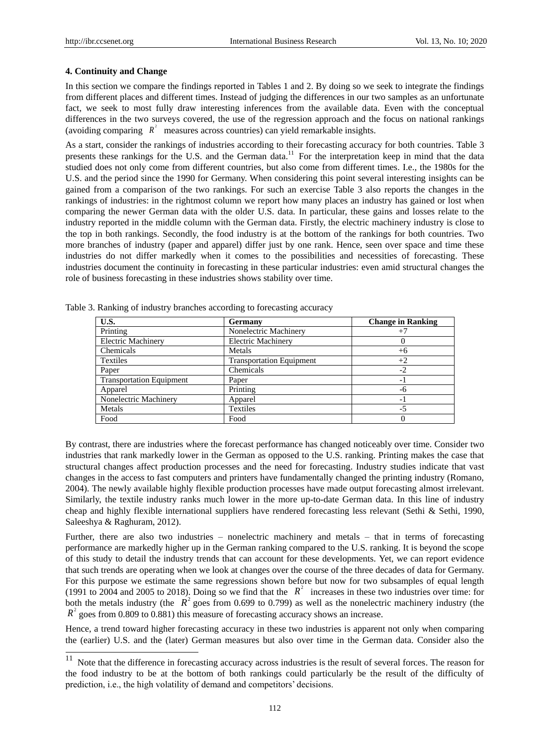### 4. Continuity and Change

In this section we compare the findings reported in Tables 1 and 2. By doing so we seek to integrate the findings from different places and different times. Instead of judging the differences in our two samples as an unfortunate fact, we seek to most fully draw interesting inferences from the available data. Even with the conceptual differences in the two surveys covered, the use of the regression approach and the focus on national rankings (avoiding comparing $R^2$ measures across countries) can yield remarkable insights.

As a start, consider the rankings of industries according to their forecasting accuracy for both countries. Table 3 presents these rankings for the U.S. and the German data.[11] For the interpretation keep in mind that the data studied does not only come from different countries, but also come from different times. I.e., the 1980s for the U.S. and the period since the 1990 for Germany. When considering this point several interesting insights can be gained from a comparison of the two rankings. For such an exercise Table 3 also reports the changes in the rankings of industries: in the rightmost column we report how many places an industry has gained or lost when comparing the newer German data with the older U.S. data. In particular, these gains and losses relate to the industry reported in the middle column with the German data. Firstly, the electric machinery industry is close to the top in both rankings. Secondly, the food industry is at the bottom of the rankings for both countries. Two more branches of industry (paper and apparel) differ just by one rank. Hence, seen over space and time these industries do not differ markedly when it comes to the possibilities and necessities of forecasting. These industries document the continuity in forecasting in these particular industries: even amid structural changes the role of business forecasting in these industries shows stability over time.

Table 3. Ranking of industry branches according to forecasting accuracy

| U.S. | Germany | Change in Ranking |
|---|---|---|
| Printing | Nonelectric Machinery | +7 |
| Electric Machinery | Electric Machinery | 0 |
| Chemicals | Metals | +6 |
| Textiles | Transportation Equipment | +2 |
| Paper | Chemicals | -2 |
| Transportation Equipment | Paper | -1 |
| Apparel | Printing | -6 |
| Nonelectric Machinery | Apparel | -1 |
| Metals | Textiles | -5 |
| Food | Food | 0 |

By contrast, there are industries where the forecast performance has changed noticeably over time. Consider two industries that rank markedly lower in the German as opposed to the U.S. ranking. Printing makes the case that structural changes affect production processes and the need for forecasting. Industry studies indicate that vast changes in the access to fast computers and printers have fundamentally changed the printing industry (Romano, 2004). The newly available highly flexible production processes have made output forecasting almost irrelevant. Similarly, the textile industry ranks much lower in the more up-to-date German data. In this line of industry cheap and highly flexible international suppliers have rendered forecasting less relevant (Sethi & Sethi, 1990, Saleeshya & Raghuram, 2012).

Further, there are also two industries – nonelectric machinery and metals – that in terms of forecasting performance are markedly higher up in the German ranking compared to the U.S. ranking. It is beyond the scope of this study to detail the industry trends that can account for these developments. Yet, we can report evidence that such trends are operating when we look at changes over the course of the three decades of data for Germany. For this purpose we estimate the same regressions shown before but now for two subsamples of equal length (1991 to 2004 and 2005 to 2018). Doing so we find that the $R^2$ increases in these two industries over time: for both the metals industry (the $R^2$ goes from 0.699 to 0.799) as well as the nonelectric machinery industry (the $R^2$ goes from 0.809 to 0.881) this measure of forecasting accuracy shows an increase.

Hence, a trend toward higher forecasting accuracy in these two industries is apparent not only when comparing the (earlier) U.S. and the (later) German measures but also over time in the German data. Consider also the

[11] Note that the difference in forecasting accuracy across industries is the result of several forces. The reason for the food industry to be at the bottom of both rankings could particularly be the result of the difficulty of prediction, i.e., the high volatility of demand and competitors' decisions.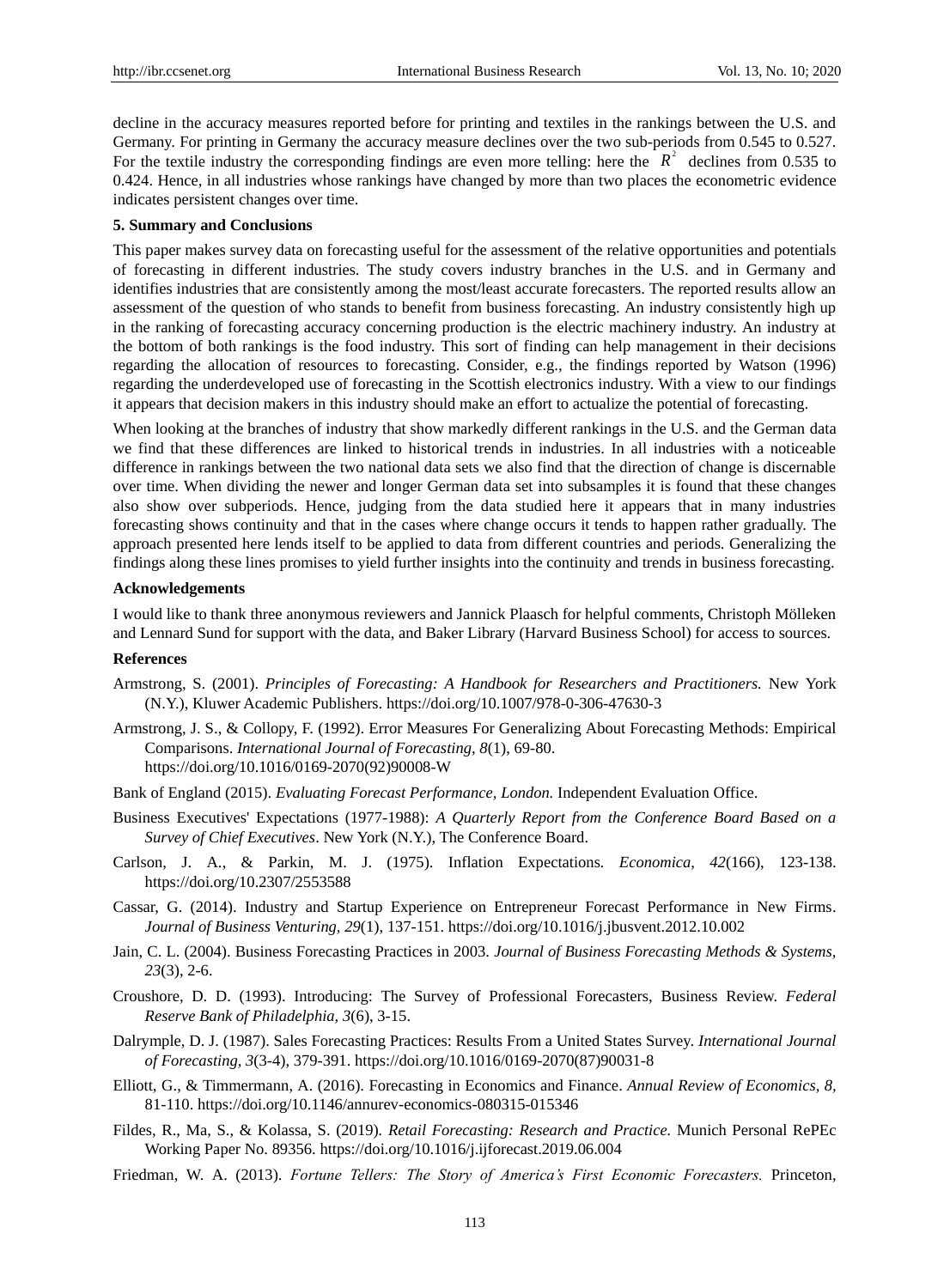decline in the accuracy measures reported before for printing and textiles in the rankings between the U.S. and Germany. For printing in Germany the accuracy measure declines over the two sub-periods from 0.545 to 0.527. For the textile industry the corresponding findings are even more telling: here the $R^2$ declines from 0.535 to 0.424. Hence, in all industries whose rankings have changed by more than two places the econometric evidence indicates persistent changes over time.

**5. Summary and Conclusions**

This paper makes survey data on forecasting useful for the assessment of the relative opportunities and potentials of forecasting in different industries. The study covers industry branches in the U.S. and in Germany and identifies industries that are consistently among the most/least accurate forecasters. The reported results allow an assessment of the question of who stands to benefit from business forecasting. An industry consistently high up in the ranking of forecasting accuracy concerning production is the electric machinery industry. An industry at the bottom of both rankings is the food industry. This sort of finding can help management in their decisions regarding the allocation of resources to forecasting. Consider, e.g., the findings reported by Watson (1996) regarding the underdeveloped use of forecasting in the Scottish electronics industry. With a view to our findings it appears that decision makers in this industry should make an effort to actualize the potential of forecasting.

When looking at the branches of industry that show markedly different rankings in the U.S. and the German data we find that these differences are linked to historical trends in industries. In all industries with a noticeable difference in rankings between the two national data sets we also find that the direction of change is discernable over time. When dividing the newer and longer German data set into subsamples it is found that these changes also show over subperiods. Hence, judging from the data studied here it appears that in many industries forecasting shows continuity and that in the cases where change occurs it tends to happen rather gradually. The approach presented here lends itself to be applied to data from different countries and periods. Generalizing the findings along these lines promises to yield further insights into the continuity and trends in business forecasting.

**Acknowledgements**

I would like to thank three anonymous reviewers and Jannick Plaasch for helpful comments, Christoph Mölleken and Lennard Sund for support with the data, and Baker Library (Harvard Business School) for access to sources.

**References**

Armstrong, S. (2001). *Principles of Forecasting: A Handbook for Researchers and Practitioners.* New York (N.Y.), Kluwer Academic Publishers. https://doi.org/10.1007/978-0-306-47630-3

Armstrong, J. S., & Collopy, F. (1992). Error Measures For Generalizing About Forecasting Methods: Empirical Comparisons. *International Journal of Forecasting, 8*(1), 69-80. https://doi.org/10.1016/0169-2070(92)90008-W

Bank of England (2015). *Evaluating Forecast Performance, London.* Independent Evaluation Office.

Business Executives' Expectations (1977-1988): *A Quarterly Report from the Conference Board Based on a Survey of Chief Executives*. New York (N.Y.), The Conference Board.

Carlson, J. A., & Parkin, M. J. (1975). Inflation Expectations. *Economica, 42*(166), 123-138. https://doi.org/10.2307/2553588

Cassar, G. (2014). Industry and Startup Experience on Entrepreneur Forecast Performance in New Firms. *Journal of Business Venturing, 29*(1), 137-151. https://doi.org/10.1016/j.jbusvent.2012.10.002

Jain, C. L. (2004). Business Forecasting Practices in 2003. *Journal of Business Forecasting Methods & Systems, 23*(3), 2-6.

Croushore, D. D. (1993). Introducing: The Survey of Professional Forecasters, Business Review. *Federal Reserve Bank of Philadelphia, 3*(6), 3-15.

Dalrymple, D. J. (1987). Sales Forecasting Practices: Results From a United States Survey. *International Journal of Forecasting, 3*(3-4), 379-391. https://doi.org/10.1016/0169-2070(87)90031-8

Elliott, G., & Timmermann, A. (2016). Forecasting in Economics and Finance. *Annual Review of Economics, 8*, 81-110. https://doi.org/10.1146/annurev-economics-080315-015346

Fildes, R., Ma, S., & Kolassa, S. (2019). *Retail Forecasting: Research and Practice.* Munich Personal RePEc Working Paper No. 89356. https://doi.org/10.1016/j.ijforecast.2019.06.004

Friedman, W. A. (2013). *Fortune Tellers: The Story of America's First Economic Forecasters.* Princeton,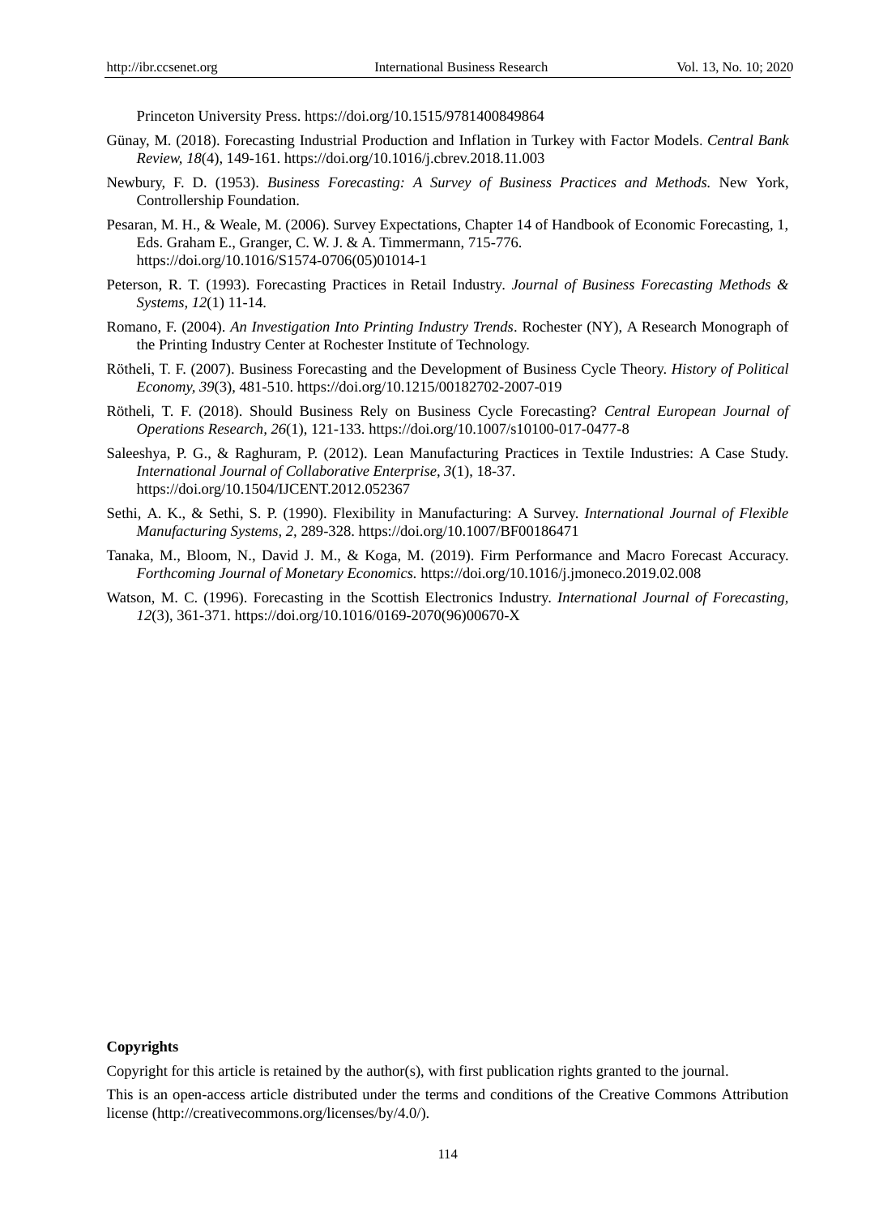Princeton University Press. https://doi.org/10.1515/9781400849864

Günay, M. (2018). Forecasting Industrial Production and Inflation in Turkey with Factor Models. *Central Bank Review, 18*(4), 149-161. https://doi.org/10.1016/j.cbrev.2018.11.003

Newbury, F. D. (1953). *Business Forecasting: A Survey of Business Practices and Methods.* New York, Controllership Foundation.

Pesaran, M. H., & Weale, M. (2006). Survey Expectations, Chapter 14 of Handbook of Economic Forecasting, 1, Eds. Graham E., Granger, C. W. J. & A. Timmermann, 715-776. https://doi.org/10.1016/S1574-0706(05)01014-1

Peterson, R. T. (1993). Forecasting Practices in Retail Industry. *Journal of Business Forecasting Methods & Systems, 12*(1) 11-14.

Romano, F. (2004). *An Investigation Into Printing Industry Trends*. Rochester (NY), A Research Monograph of the Printing Industry Center at Rochester Institute of Technology.

Rötheli, T. F. (2007). Business Forecasting and the Development of Business Cycle Theory. *History of Political Economy, 39*(3), 481-510. https://doi.org/10.1215/00182702-2007-019

Rötheli, T. F. (2018). Should Business Rely on Business Cycle Forecasting? *Central European Journal of Operations Research, 26*(1), 121-133. https://doi.org/10.1007/s10100-017-0477-8

Saleeshya, P. G., & Raghuram, P. (2012). Lean Manufacturing Practices in Textile Industries: A Case Study. *International Journal of Collaborative Enterprise, 3*(1), 18-37. https://doi.org/10.1504/IJCENT.2012.052367

Sethi, A. K., & Sethi, S. P. (1990). Flexibility in Manufacturing: A Survey. *International Journal of Flexible Manufacturing Systems, 2,* 289-328. https://doi.org/10.1007/BF00186471

Tanaka, M., Bloom, N., David J. M., & Koga, M. (2019). Firm Performance and Macro Forecast Accuracy. *Forthcoming Journal of Monetary Economics.* https://doi.org/10.1016/j.jmoneco.2019.02.008

Watson, M. C. (1996). Forecasting in the Scottish Electronics Industry. *International Journal of Forecasting, 12*(3), 361-371. https://doi.org/10.1016/0169-2070(96)00670-X

**Copyrights**

Copyright for this article is retained by the author(s), with first publication rights granted to the journal.

This is an open-access article distributed under the terms and conditions of the Creative Commons Attribution license (http://creativecommons.org/licenses/by/4.0/).